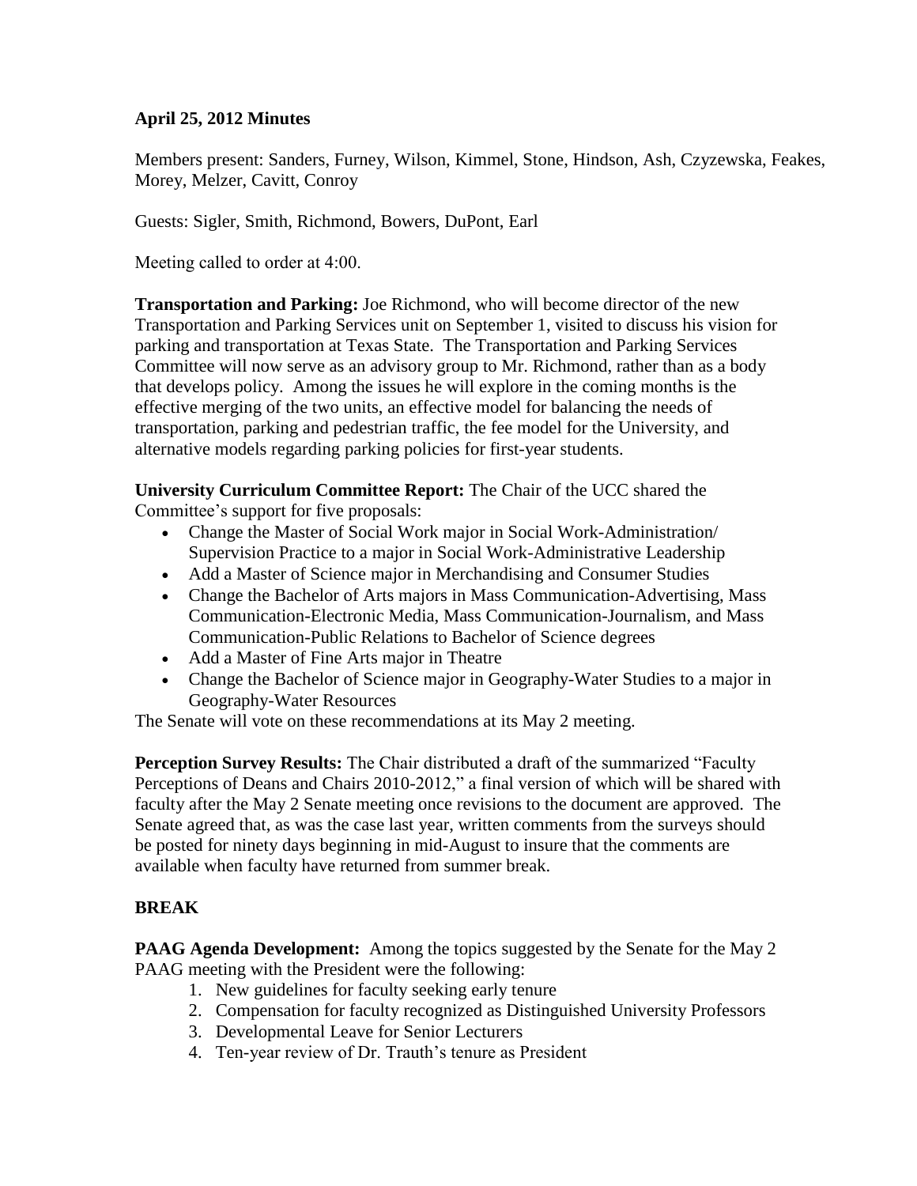**April 25, 2012 Minutes**

Members present: Sanders, Furney, Wilson, Kimmel, Stone, Hindson, Ash, Czyzewska, Feakes, Morey, Melzer, Cavitt, Conroy

Guests: Sigler, Smith, Richmond, Bowers, DuPont, Earl

Meeting called to order at 4:00.

**Transportation and Parking:** Joe Richmond, who will become director of the new Transportation and Parking Services unit on September 1, visited to discuss his vision for parking and transportation at Texas State. The Transportation and Parking Services Committee will now serve as an advisory group to Mr. Richmond, rather than as a body that develops policy. Among the issues he will explore in the coming months is the effective merging of the two units, an effective model for balancing the needs of transportation, parking and pedestrian traffic, the fee model for the University, and alternative models regarding parking policies for first-year students.

**University Curriculum Committee Report:** The Chair of the UCC shared the Committee's support for five proposals:

- Change the Master of Social Work major in Social Work-Administration/ Supervision Practice to a major in Social Work-Administrative Leadership
- Add a Master of Science major in Merchandising and Consumer Studies
- Change the Bachelor of Arts majors in Mass Communication-Advertising, Mass Communication-Electronic Media, Mass Communication-Journalism, and Mass Communication-Public Relations to Bachelor of Science degrees
- Add a Master of Fine Arts major in Theatre
- Change the Bachelor of Science major in Geography-Water Studies to a major in Geography-Water Resources

The Senate will vote on these recommendations at its May 2 meeting.

**Perception Survey Results:** The Chair distributed a draft of the summarized "Faculty Perceptions of Deans and Chairs 2010-2012," a final version of which will be shared with faculty after the May 2 Senate meeting once revisions to the document are approved. The Senate agreed that, as was the case last year, written comments from the surveys should be posted for ninety days beginning in mid-August to insure that the comments are available when faculty have returned from summer break.

**BREAK**

**PAAG Agenda Development:** Among the topics suggested by the Senate for the May 2 PAAG meeting with the President were the following:

1. New guidelines for faculty seeking early tenure
2. Compensation for faculty recognized as Distinguished University Professors
3. Developmental Leave for Senior Lecturers
4. Ten-year review of Dr. Trauth's tenure as President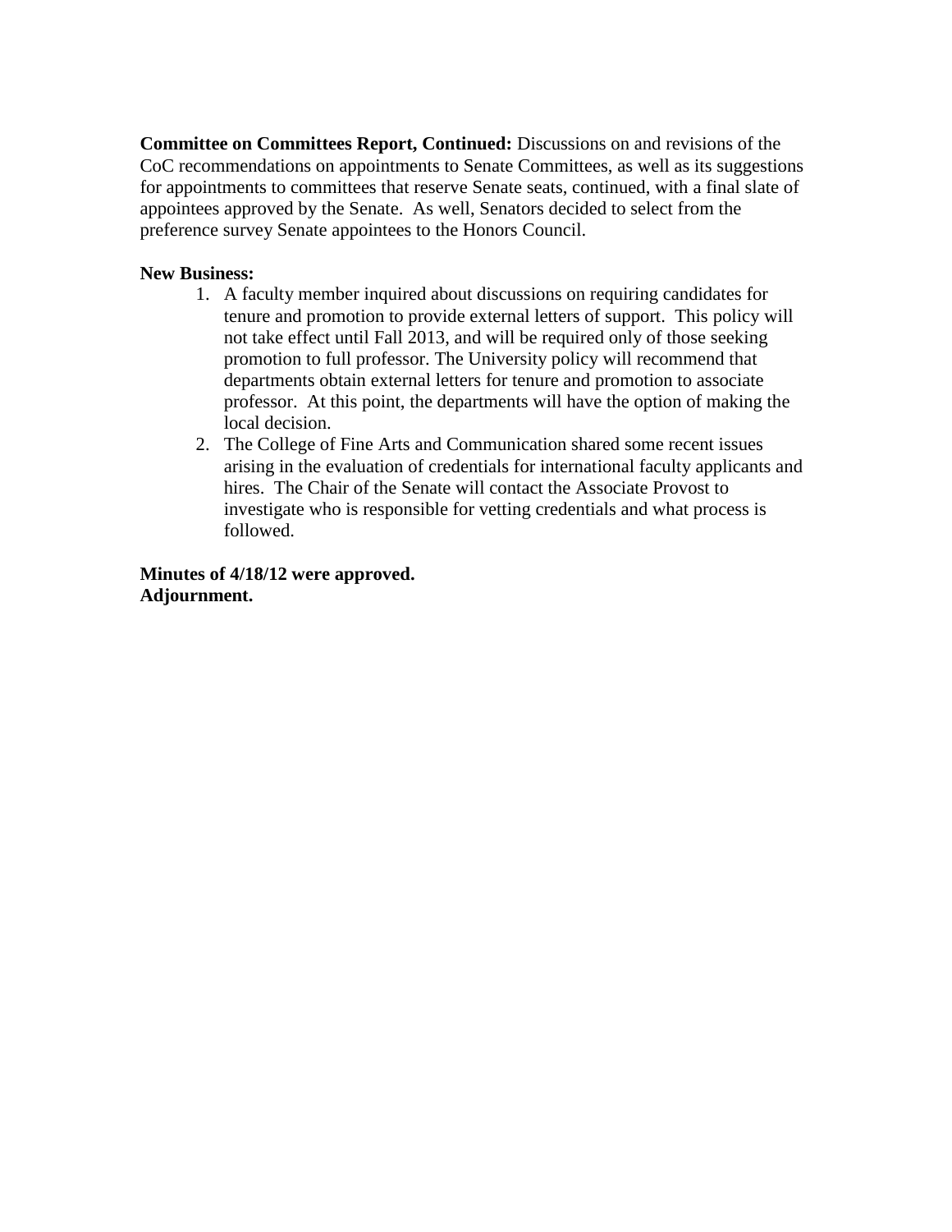**Committee on Committees Report, Continued:** Discussions on and revisions of the CoC recommendations on appointments to Senate Committees, as well as its suggestions for appointments to committees that reserve Senate seats, continued, with a final slate of appointees approved by the Senate. As well, Senators decided to select from the preference survey Senate appointees to the Honors Council.

**New Business:**

1. A faculty member inquired about discussions on requiring candidates for tenure and promotion to provide external letters of support. This policy will not take effect until Fall 2013, and will be required only of those seeking promotion to full professor. The University policy will recommend that departments obtain external letters for tenure and promotion to associate professor. At this point, the departments will have the option of making the local decision.
2. The College of Fine Arts and Communication shared some recent issues arising in the evaluation of credentials for international faculty applicants and hires. The Chair of the Senate will contact the Associate Provost to investigate who is responsible for vetting credentials and what process is followed.

**Minutes of 4/18/12 were approved.**
**Adjournment.**